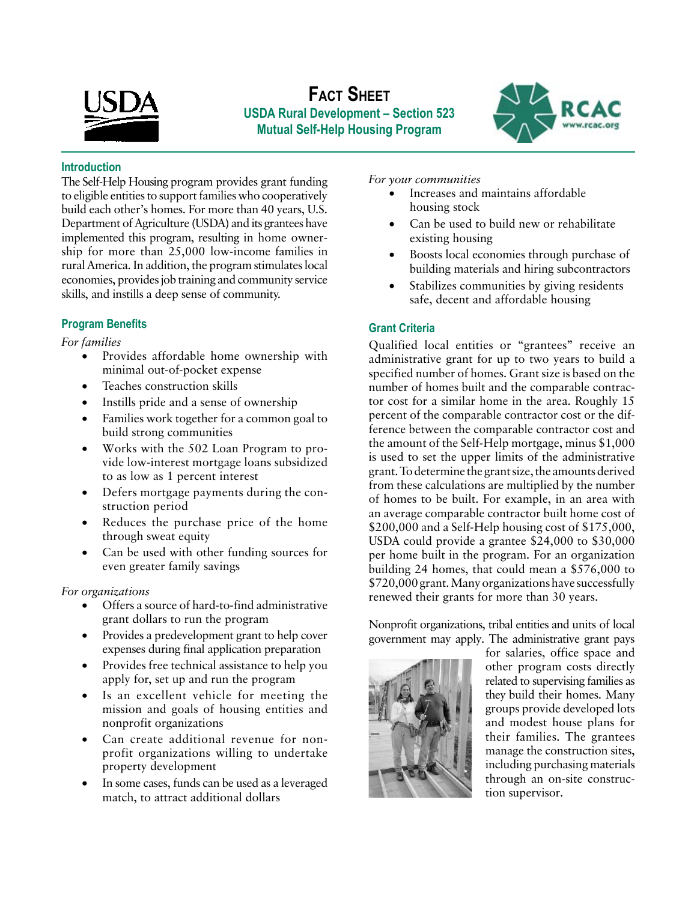# Fact Sheet

## USDA Rural Development – Section 523 Mutual Self-Help Housing Program

### Introduction

The Self-Help Housing program provides grant funding to eligible entities to support families who cooperatively build each other's homes. For more than 40 years, U.S. Department of Agriculture (USDA) and its grantees have implemented this program, resulting in home ownership for more than 25,000 low-income families in rural America. In addition, the program stimulates local economies, provides job training and community service skills, and instills a deep sense of community.

### Program Benefits

*For families*

- Provides affordable home ownership with minimal out-of-pocket expense
- Teaches construction skills
- Instills pride and a sense of ownership
- Families work together for a common goal to build strong communities
- Works with the 502 Loan Program to provide low-interest mortgage loans subsidized to as low as 1 percent interest
- Defers mortgage payments during the construction period
- Reduces the purchase price of the home through sweat equity
- Can be used with other funding sources for even greater family savings

*For organizations*

- Offers a source of hard-to-find administrative grant dollars to run the program
- Provides a predevelopment grant to help cover expenses during final application preparation
- Provides free technical assistance to help you apply for, set up and run the program
- Is an excellent vehicle for meeting the mission and goals of housing entities and nonprofit organizations
- Can create additional revenue for nonprofit organizations willing to undertake property development
- In some cases, funds can be used as a leveraged match, to attract additional dollars

*For your communities*

- Increases and maintains affordable housing stock
- Can be used to build new or rehabilitate existing housing
- Boosts local economies through purchase of building materials and hiring subcontractors
- Stabilizes communities by giving residents safe, decent and affordable housing

### Grant Criteria

Qualified local entities or "grantees" receive an administrative grant for up to two years to build a specified number of homes. Grant size is based on the number of homes built and the comparable contractor cost for a similar home in the area. Roughly 15 percent of the comparable contractor cost or the difference between the comparable contractor cost and the amount of the Self-Help mortgage, minus $1,000 is used to set the upper limits of the administrative grant. To determine the grant size, the amounts derived from these calculations are multiplied by the number of homes to be built. For example, in an area with an average comparable contractor built home cost of $200,000 and a Self-Help housing cost of $175,000, USDA could provide a grantee $24,000 to $30,000 per home built in the program. For an organization building 24 homes, that could mean a $576,000 to $720,000 grant. Many organizations have successfully renewed their grants for more than 30 years.

Nonprofit organizations, tribal entities and units of local government may apply. The administrative grant pays for salaries, office space and other program costs directly related to supervising families as they build their homes. Many groups provide developed lots and modest house plans for their families. The grantees manage the construction sites, including purchasing materials through an on-site construction supervisor.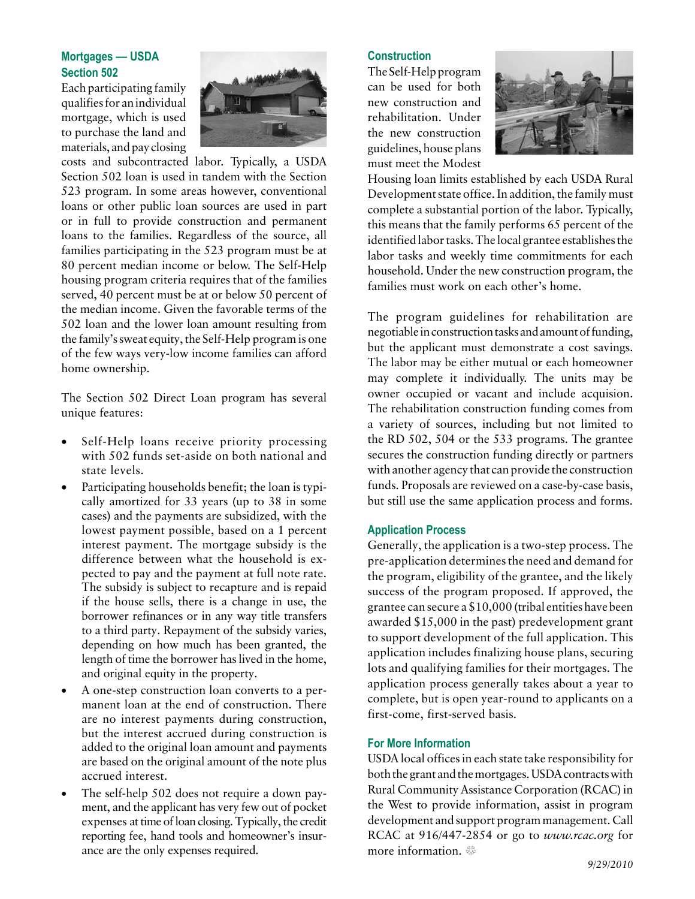### Mortgages — USDA Section 502

Each participating family qualifies for an individual mortgage, which is used to purchase the land and materials, and pay closing costs and subcontracted labor. Typically, a USDA Section 502 loan is used in tandem with the Section 523 program. In some areas however, conventional loans or other public loan sources are used in part or in full to provide construction and permanent loans to the families. Regardless of the source, all families participating in the 523 program must be at 80 percent median income or below. The Self-Help housing program criteria requires that of the families served, 40 percent must be at or below 50 percent of the median income. Given the favorable terms of the 502 loan and the lower loan amount resulting from the family's sweat equity, the Self-Help program is one of the few ways very-low income families can afford home ownership.

The Section 502 Direct Loan program has several unique features:

- Self-Help loans receive priority processing with 502 funds set-aside on both national and state levels.
- Participating households benefit; the loan is typically amortized for 33 years (up to 38 in some cases) and the payments are subsidized, with the lowest payment possible, based on a 1 percent interest payment. The mortgage subsidy is the difference between what the household is expected to pay and the payment at full note rate. The subsidy is subject to recapture and is repaid if the house sells, there is a change in use, the borrower refinances or in any way title transfers to a third party. Repayment of the subsidy varies, depending on how much has been granted, the length of time the borrower has lived in the home, and original equity in the property.
- A one-step construction loan converts to a permanent loan at the end of construction. There are no interest payments during construction, but the interest accrued during construction is added to the original loan amount and payments are based on the original amount of the note plus accrued interest.
- The self-help 502 does not require a down payment, and the applicant has very few out of pocket expenses at time of loan closing. Typically, the credit reporting fee, hand tools and homeowner's insurance are the only expenses required.

### Construction

The Self-Help program can be used for both new construction and rehabilitation. Under the new construction guidelines, house plans must meet the Modest Housing loan limits established by each USDA Rural Development state office. In addition, the family must complete a substantial portion of the labor. Typically, this means that the family performs 65 percent of the identified labor tasks. The local grantee establishes the labor tasks and weekly time commitments for each household. Under the new construction program, the families must work on each other's home.

The program guidelines for rehabilitation are negotiable in construction tasks and amount of funding, but the applicant must demonstrate a cost savings. The labor may be either mutual or each homeowner may complete it individually. The units may be owner occupied or vacant and include acquisition. The rehabilitation construction funding comes from a variety of sources, including but not limited to the RD 502, 504 or the 533 programs. The grantee secures the construction funding directly or partners with another agency that can provide the construction funds. Proposals are reviewed on a case-by-case basis, but still use the same application process and forms.

### Application Process

Generally, the application is a two-step process. The pre-application determines the need and demand for the program, eligibility of the grantee, and the likely success of the program proposed. If approved, the grantee can secure a $10,000 (tribal entities have been awarded $15,000 in the past) predevelopment grant to support development of the full application. This application includes finalizing house plans, securing lots and qualifying families for their mortgages. The application process generally takes about a year to complete, but is open year-round to applicants on a first-come, first-served basis.

### For More Information

USDA local offices in each state take responsibility for both the grant and the mortgages. USDA contracts with Rural Community Assistance Corporation (RCAC) in the West to provide information, assist in program development and support program management. Call RCAC at 916/447-2854 or go to *www.rcac.org* for more information.

*9/29/2010*